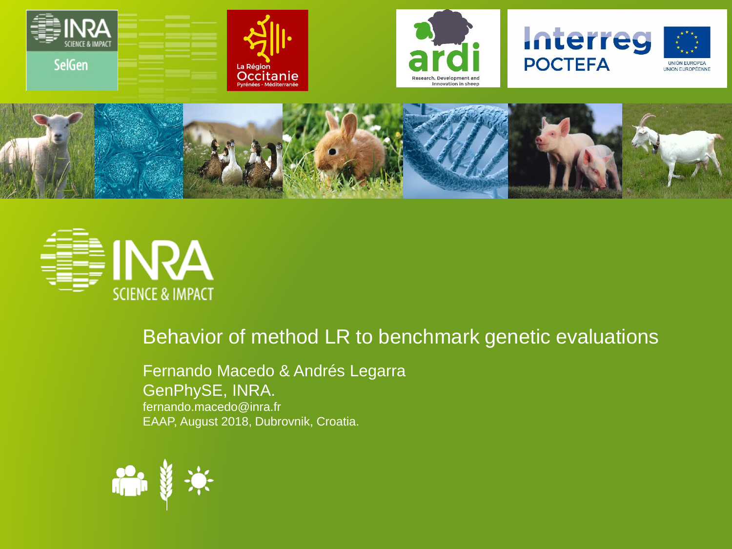# Behavior of method LR to benchmark genetic evaluations

Fernando Macedo & Andrés Legarra

GenPhySE, INRA.

fernando.macedo@inra.fr

EAAP, August 2018, Dubrovnik, Croatia.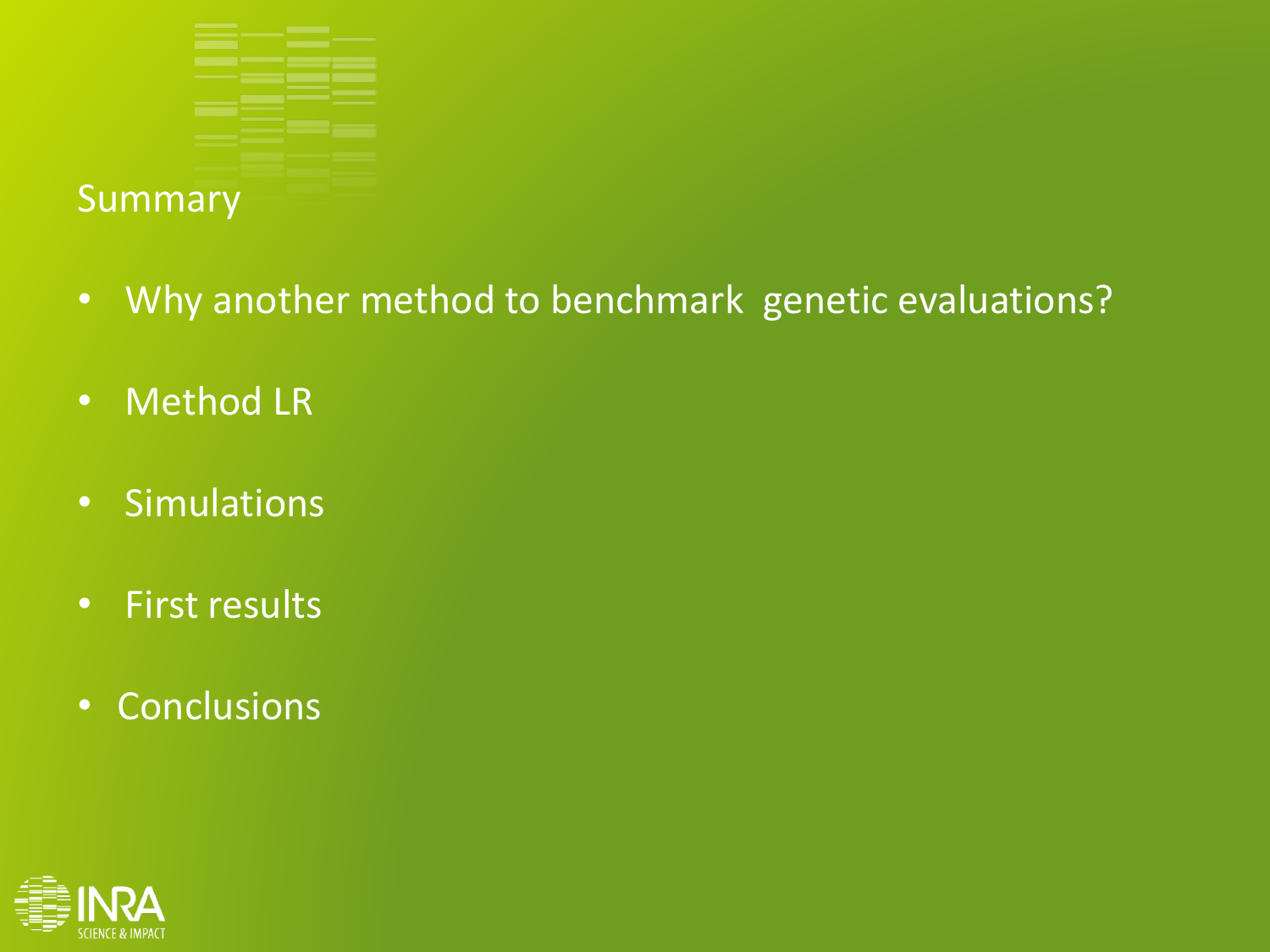## Summary

- Why another method to benchmark genetic evaluations?
- Method LR
- Simulations
- First results
- Conclusions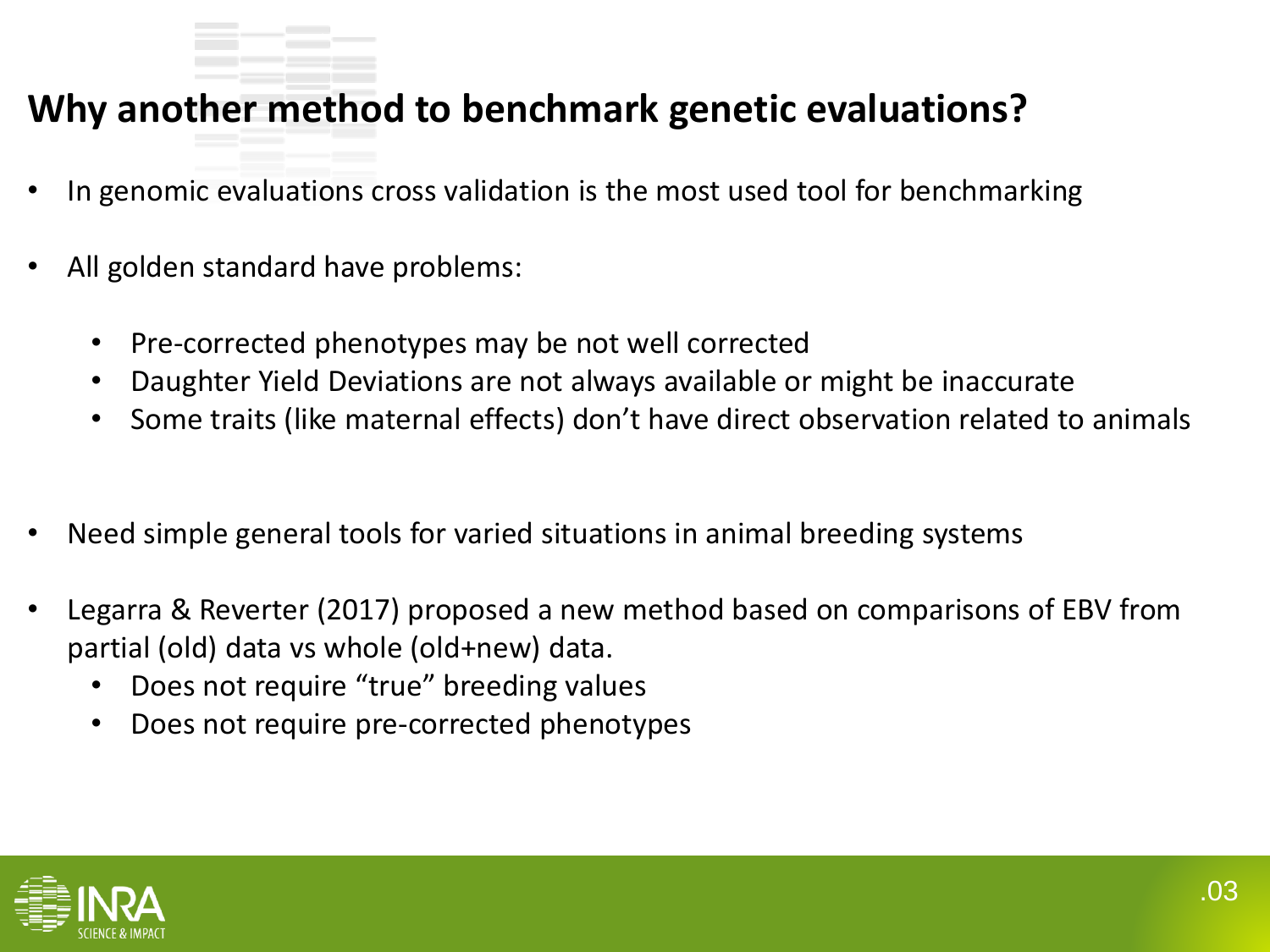# Why another method to benchmark genetic evaluations?

- In genomic evaluations cross validation is the most used tool for benchmarking
- All golden standard have problems:
  - Pre-corrected phenotypes may be not well corrected
  - Daughter Yield Deviations are not always available or might be inaccurate
  - Some traits (like maternal effects) don't have direct observation related to animals
- Need simple general tools for varied situations in animal breeding systems
- Legarra & Reverter (2017) proposed a new method based on comparisons of EBV from partial (old) data vs whole (old+new) data.
  - Does not require "true" breeding values
  - Does not require pre-corrected phenotypes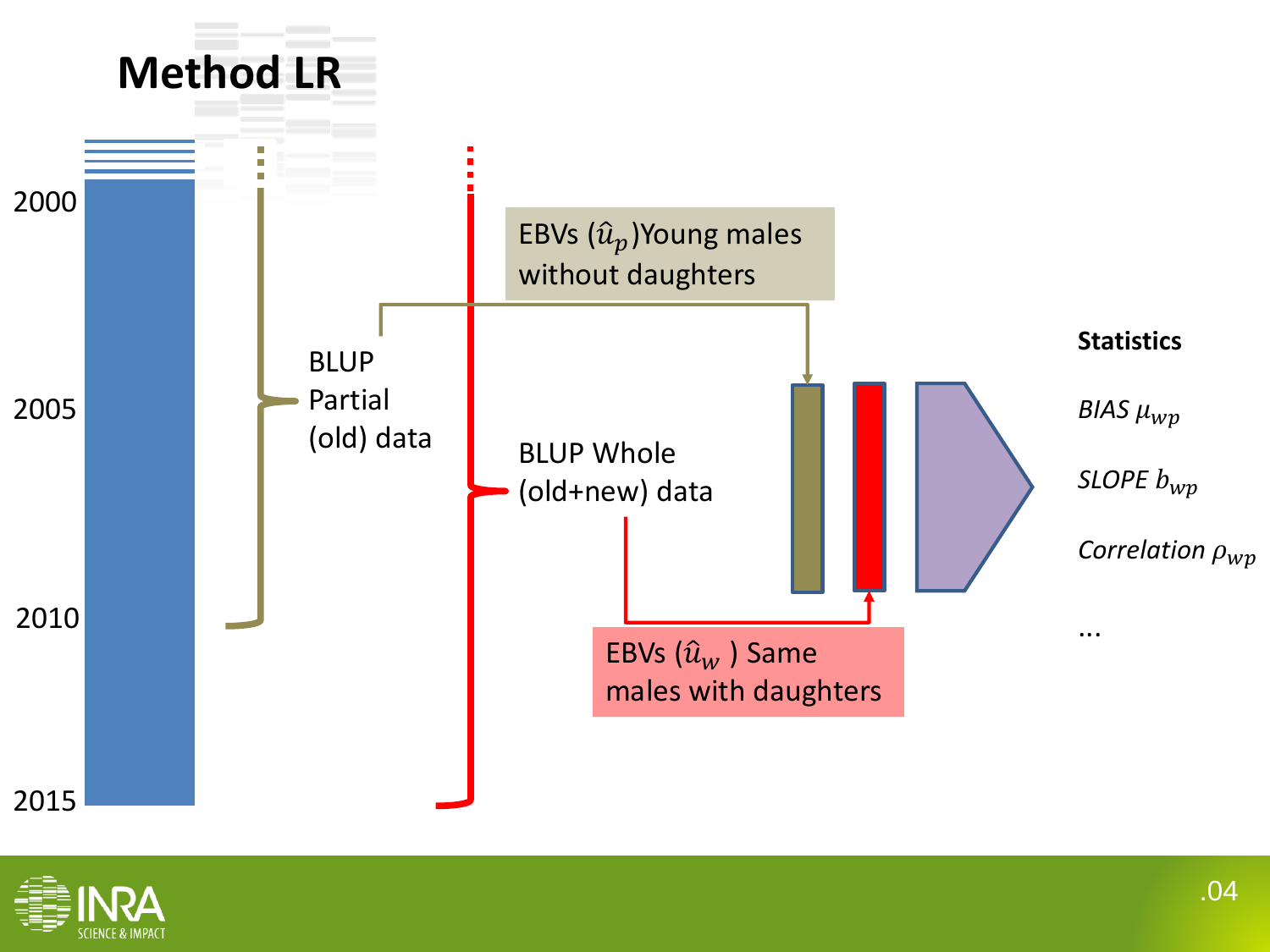# Method LR

2000

2005

2010

2015

BLUP Partial (old) data

BLUP Whole (old+new) data

EBVs ($\hat{u}_p$)Young males without daughters

EBVs ($\hat{u}_w$ ) Same males with daughters

**Statistics**

*BIAS* $\mu_{wp}$

*SLOPE* $b_{wp}$

*Correlation* $\rho_{wp}$

...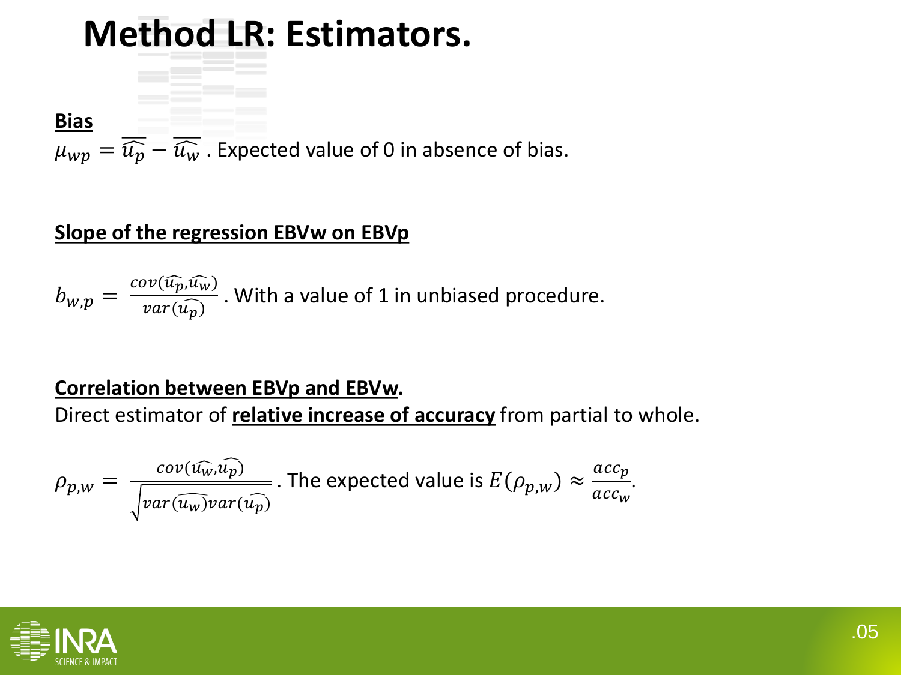# Method LR: Estimators.

**Bias**

$\mu_{wp} = \overline{\widehat{u_p}} - \overline{\widehat{u_w}}$ . Expected value of 0 in absence of bias.

**Slope of the regression EBVw on EBVp**

$$b_{w,p} = \frac{cov(\widehat{u_p},\widehat{u_w})}{var(\widehat{u_p})}$$

. With a value of 1 in unbiased procedure.

**Correlation between EBVp and EBVw.**

Direct estimator of **relative increase of accuracy** from partial to whole.

$$\rho_{p,w} = \frac{cov(\widehat{u_w},\widehat{u_p})}{\sqrt{var(\widehat{u_w})var(\widehat{u_p})}}$$

. The expected value is $E(\rho_{p,w}) \approx \frac{acc_p}{acc_w}$.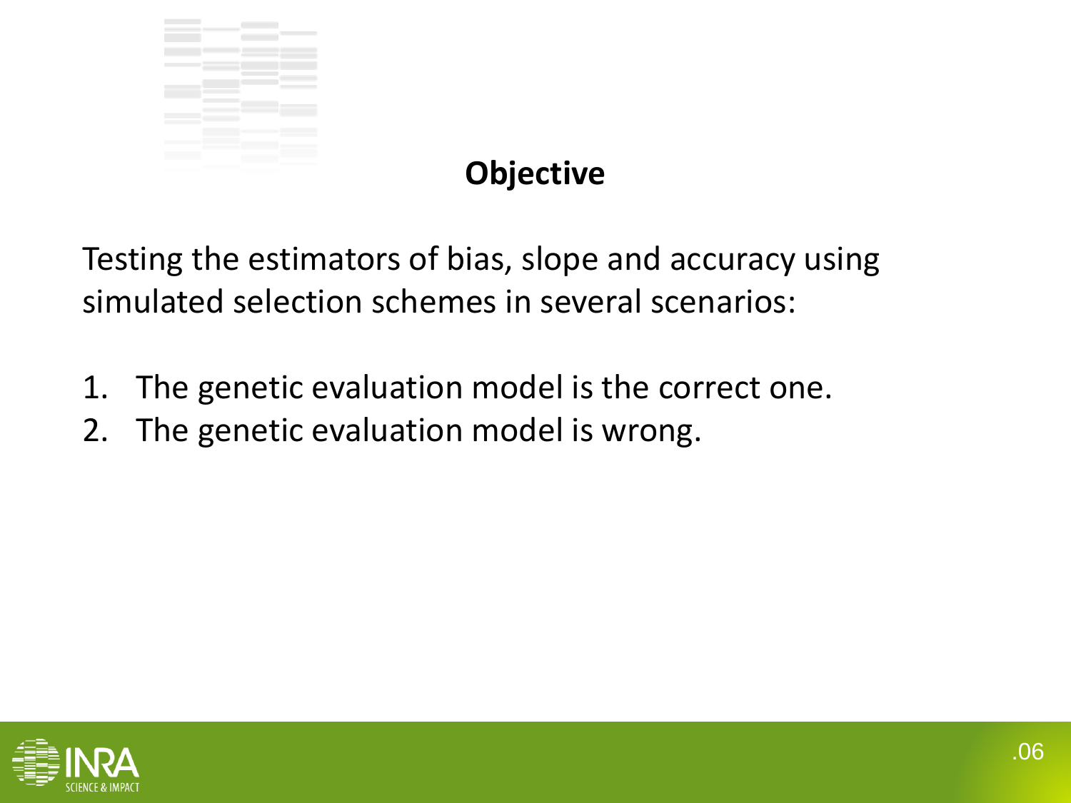## Objective

Testing the estimators of bias, slope and accuracy using simulated selection schemes in several scenarios:

1. The genetic evaluation model is the correct one.
2. The genetic evaluation model is wrong.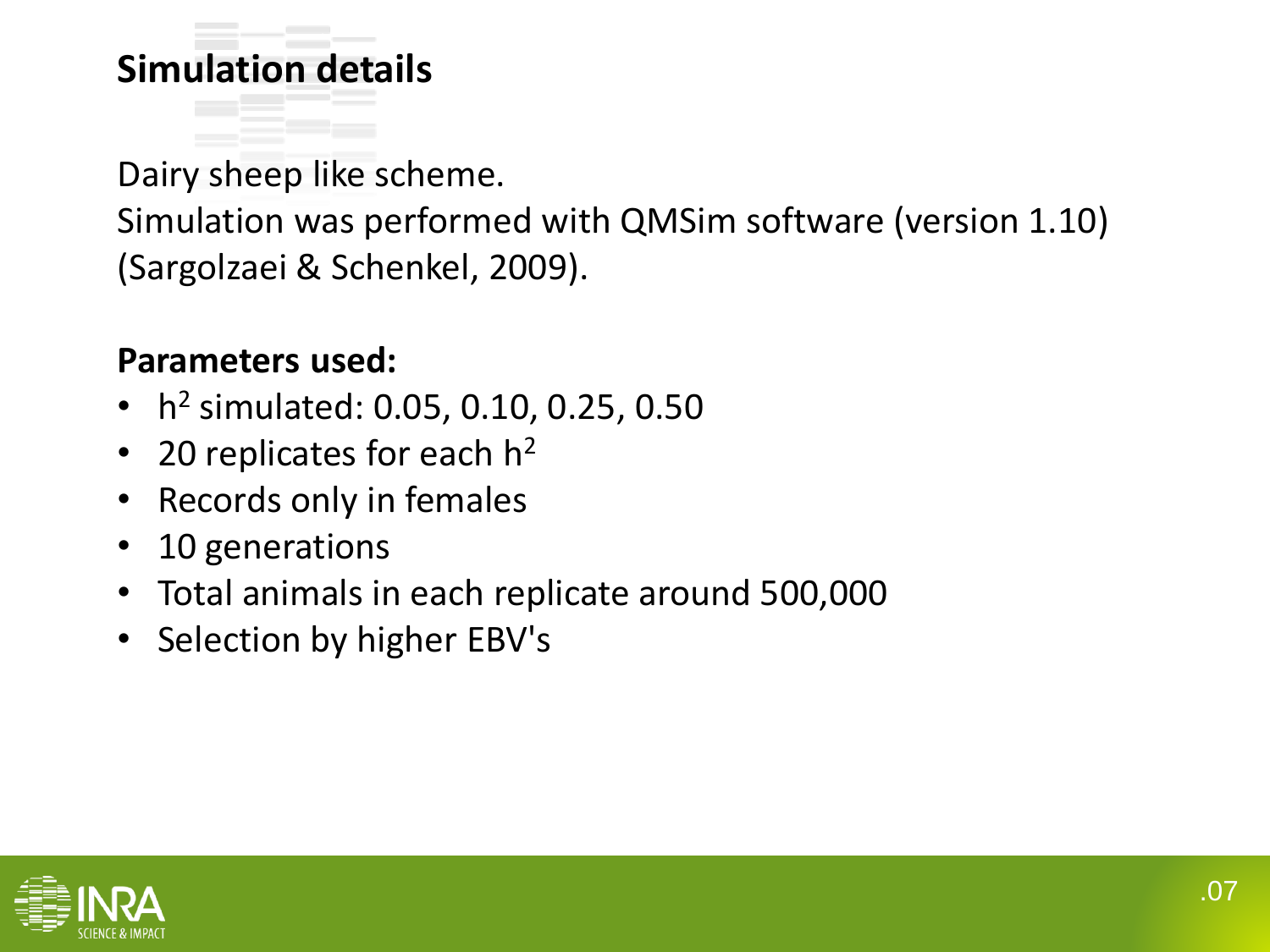## Simulation details

Dairy sheep like scheme.
Simulation was performed with QMSim software (version 1.10) (Sargolzaei & Schenkel, 2009).

**Parameters used:**

- $h^2$ simulated: 0.05, 0.10, 0.25, 0.50
- 20 replicates for each $h^2$
- Records only in females
- 10 generations
- Total animals in each replicate around 500,000
- Selection by higher EBV's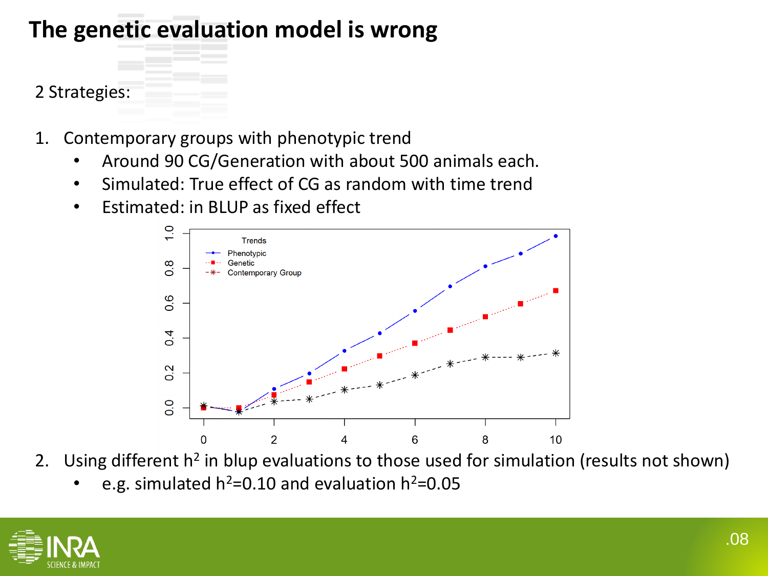# The genetic evaluation model is wrong

2 Strategies:

1. Contemporary groups with phenotypic trend
   - Around 90 CG/Generation with about 500 animals each.
   - Simulated: True effect of CG as random with time trend
   - Estimated: in BLUP as fixed effect

2. Using different $h^2$ in blup evaluations to those used for simulation (results not shown)
   - e.g. simulated $h^2$=0.10 and evaluation $h^2$=0.05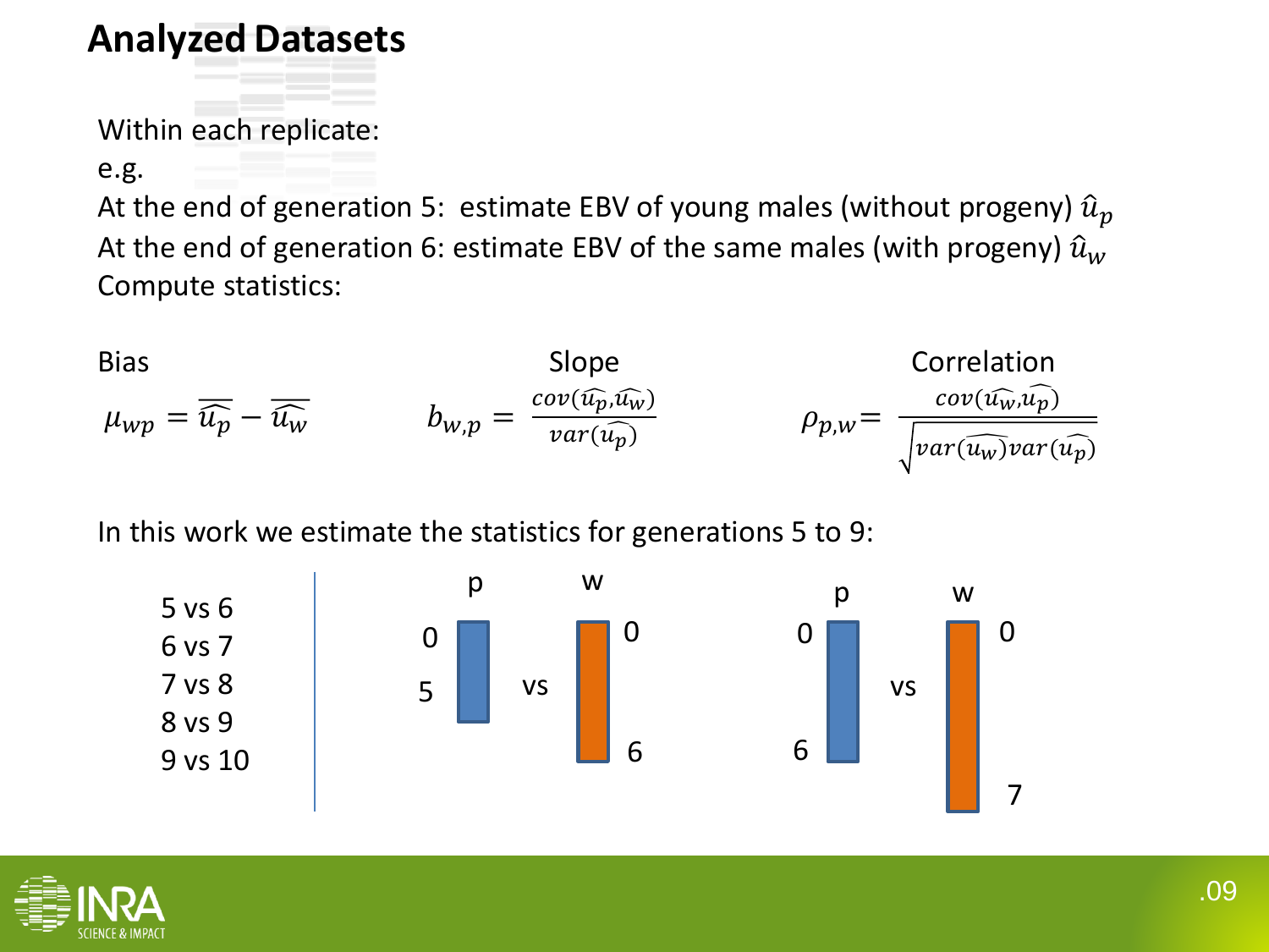# Analyzed Datasets

Within each replicate:

e.g.

At the end of generation 5: estimate EBV of young males (without progeny) $\hat{u}_p$

At the end of generation 6: estimate EBV of the same males (with progeny) $\hat{u}_w$

Compute statistics:

Bias

$$\mu_{wp} = \overline{\widehat{u_p}} - \overline{\widehat{u_w}}$$

Slope

$$b_{w,p} = \frac{cov(\widehat{u_p},\widehat{u_w})}{var(\widehat{u_p})}$$

Correlation

$$\rho_{p,w} = \frac{cov(\widehat{u_w},\widehat{u_p})}{\sqrt{var(\widehat{u_w})var(\widehat{u_p})}}$$

In this work we estimate the statistics for generations 5 to 9:

5 vs 6
6 vs 7
7 vs 8
8 vs 9
9 vs 10

p: 0–5 vs w: 0–6

p: 0–6 vs w: 0–7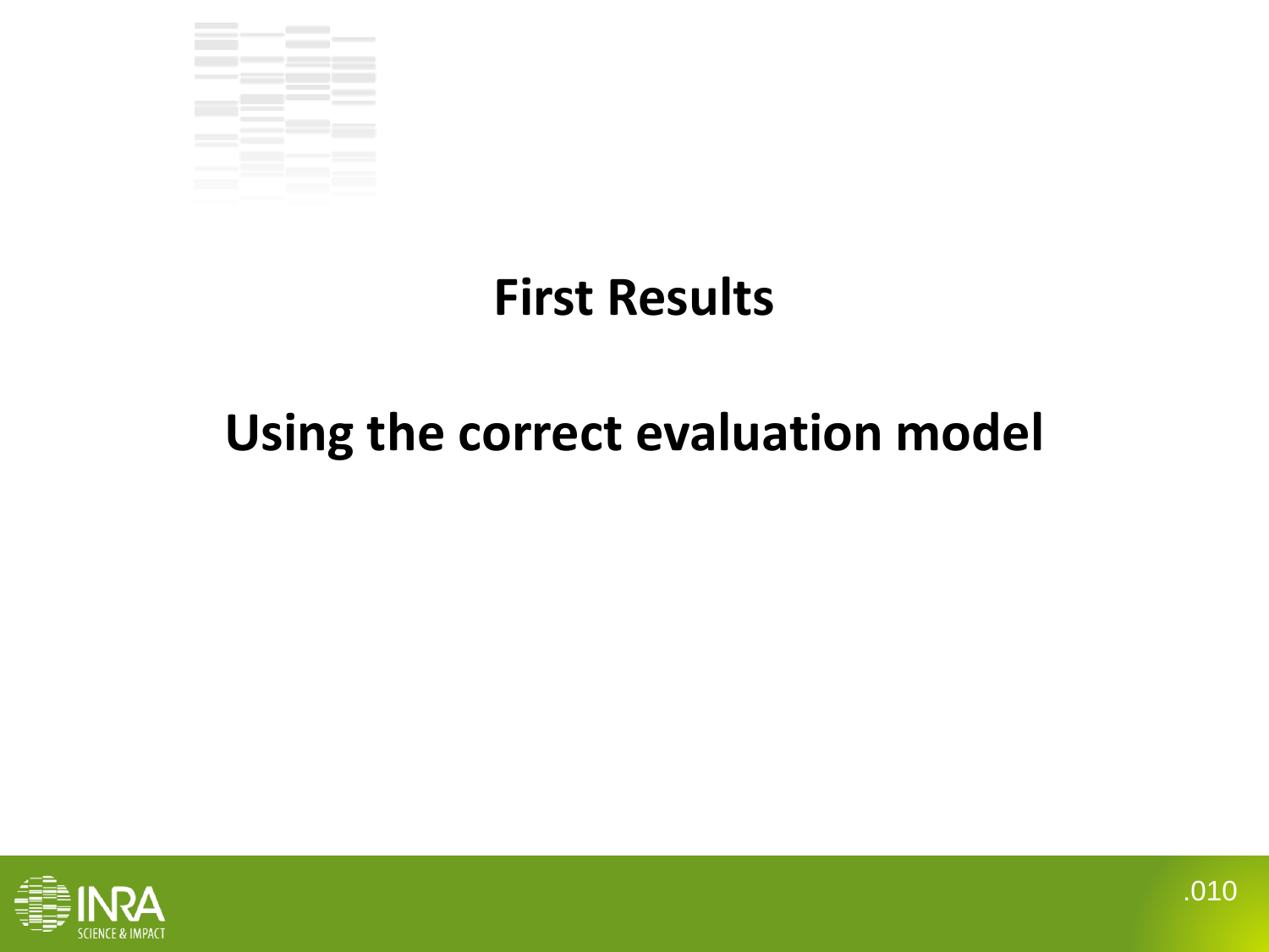# First Results

# Using the correct evaluation model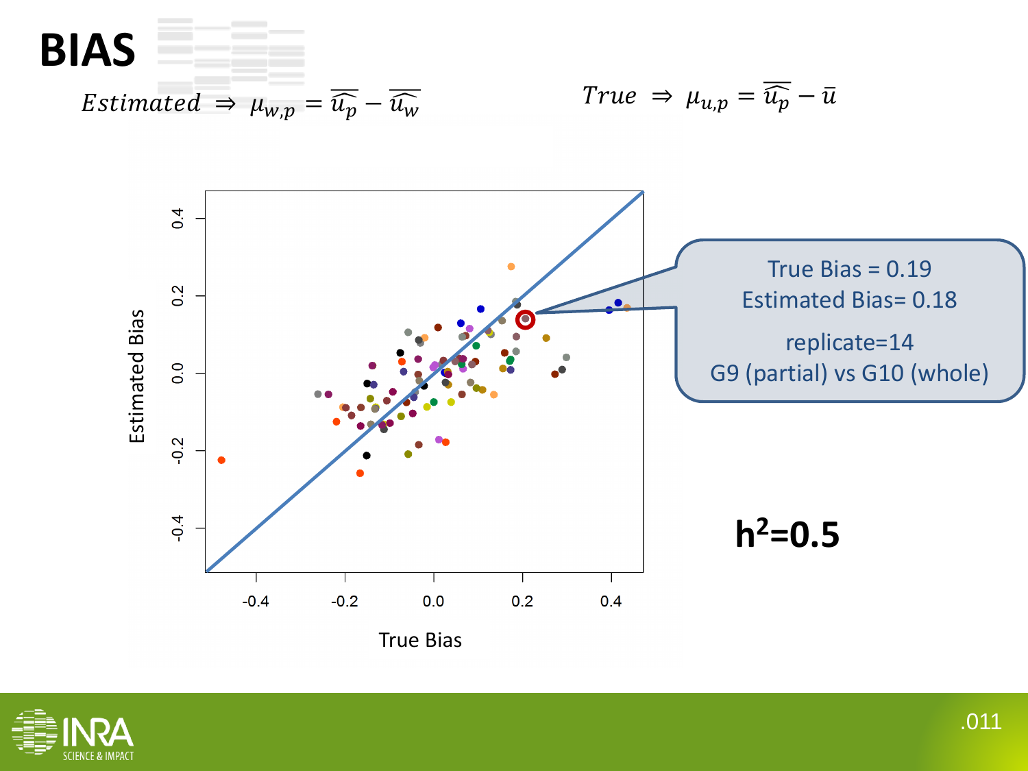# BIAS

$Estimated \Rightarrow \mu_{w,p} = \overline{\widehat{u_p}} - \overline{\widehat{u_w}}$

$True \Rightarrow \mu_{u,p} = \overline{\widehat{u_p}} - \bar{u}$

True Bias = 0.19
Estimated Bias= 0.18

replicate=14
G9 (partial) vs G10 (whole)

**$h^2$=0.5**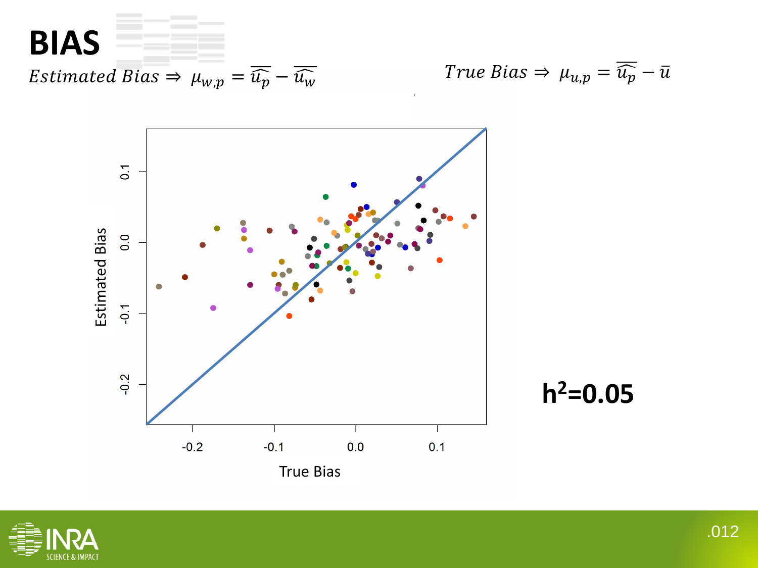# BIAS

*Estimated Bias* $\Rightarrow \mu_{w,p} = \overline{\widehat{u_p}} - \overline{\widehat{u_w}}$

*True Bias* $\Rightarrow \mu_{u,p} = \overline{\widehat{u_p}} - \bar{u}$

**$h^2$=0.05**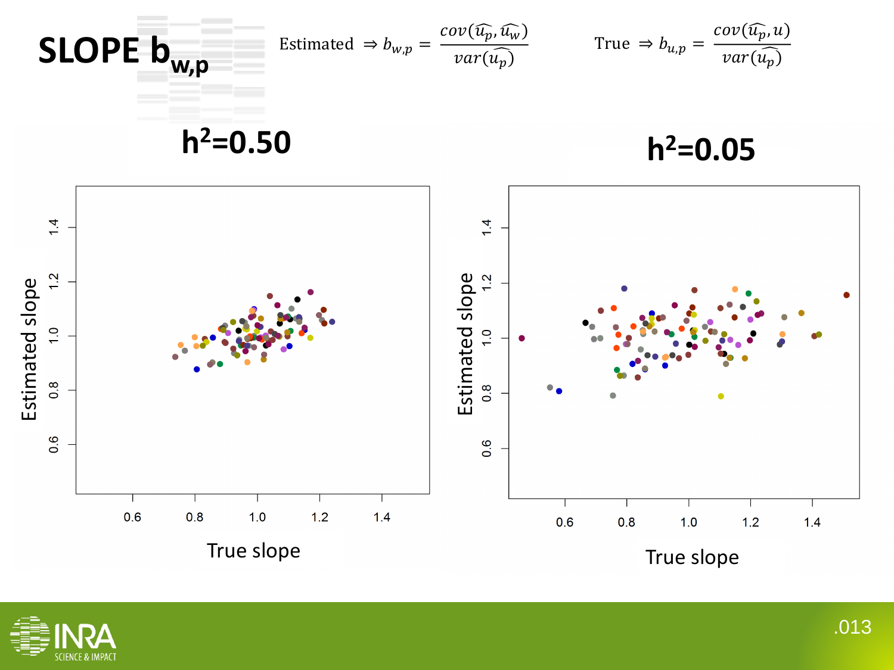# SLOPE $b_{w,p}$

Estimated $\Rightarrow b_{w,p} = \frac{cov(\widehat{u_p}, \widehat{u_w})}{var(\widehat{u_p})}$

True $\Rightarrow b_{u,p} = \frac{cov(\widehat{u_p}, u)}{var(\widehat{u_p})}$

**$h^2$=0.50**

**$h^2$=0.05**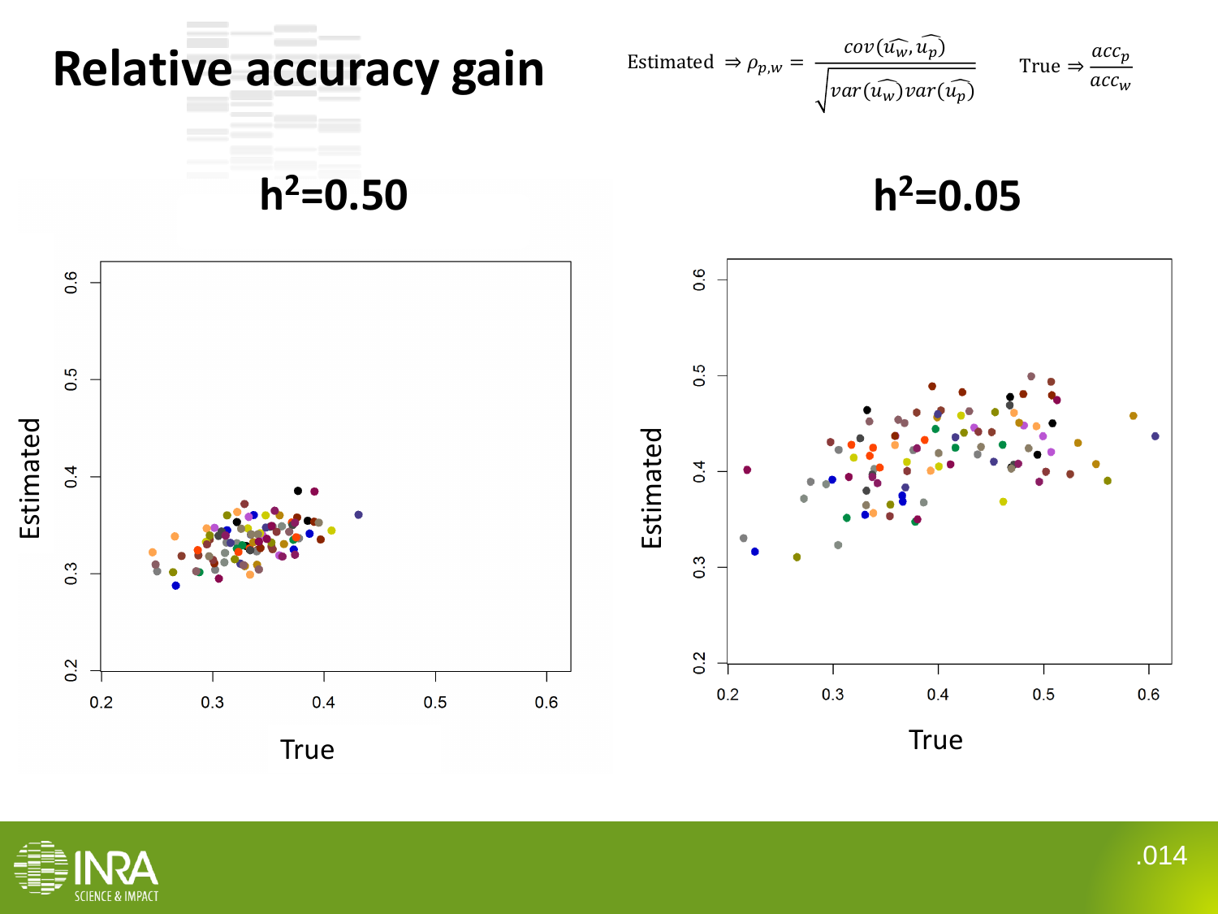# Relative accuracy gain

$$\text{Estimated} \Rightarrow \rho_{p,w} = \frac{cov(\widehat{u_w}, \widehat{u_p})}{\sqrt{var(\widehat{u_w})var(\widehat{u_p})}} \qquad \text{True} \Rightarrow \frac{acc_p}{acc_w}$$

## $h^2$=0.50

## $h^2$=0.05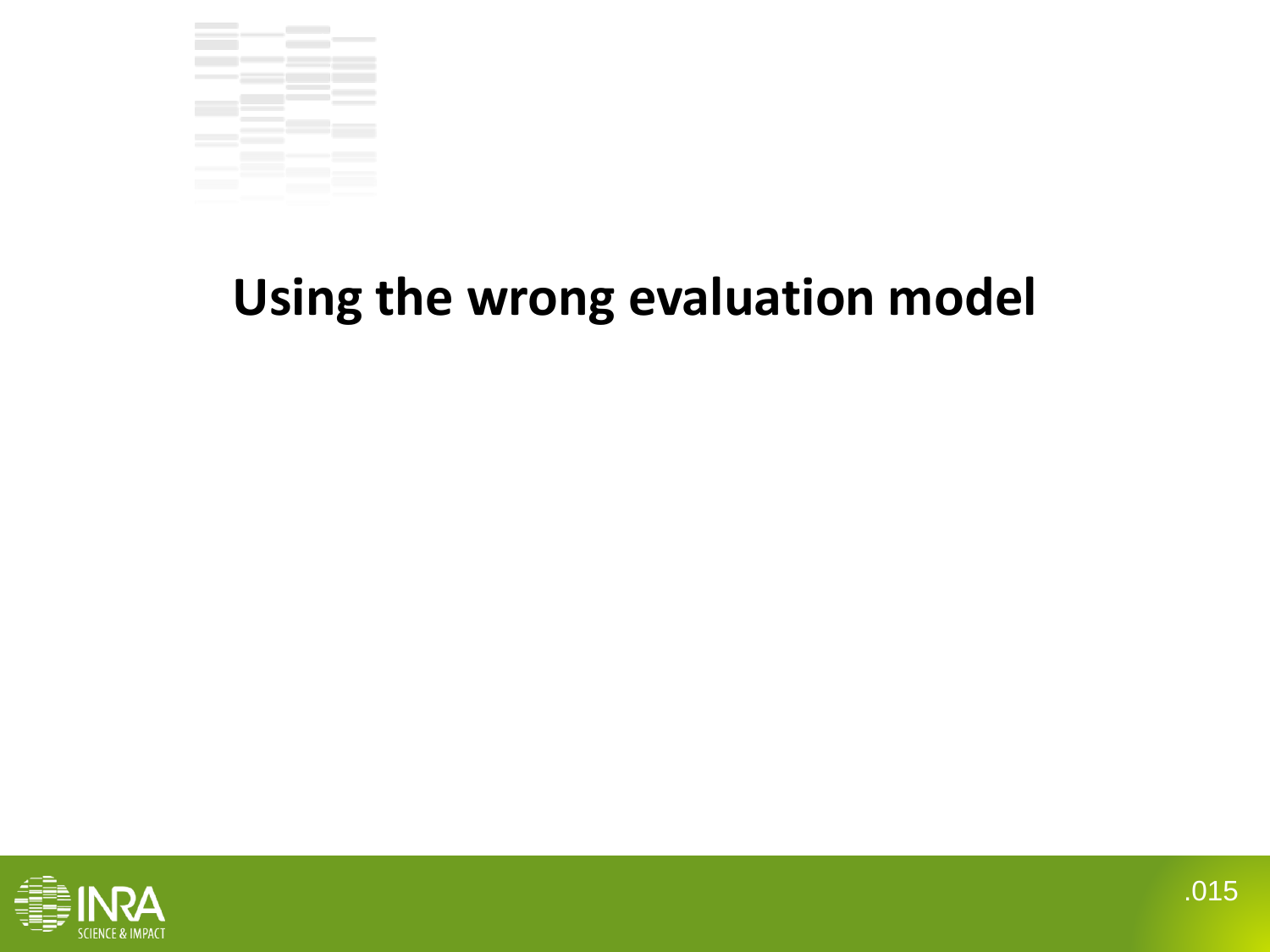# Using the wrong evaluation model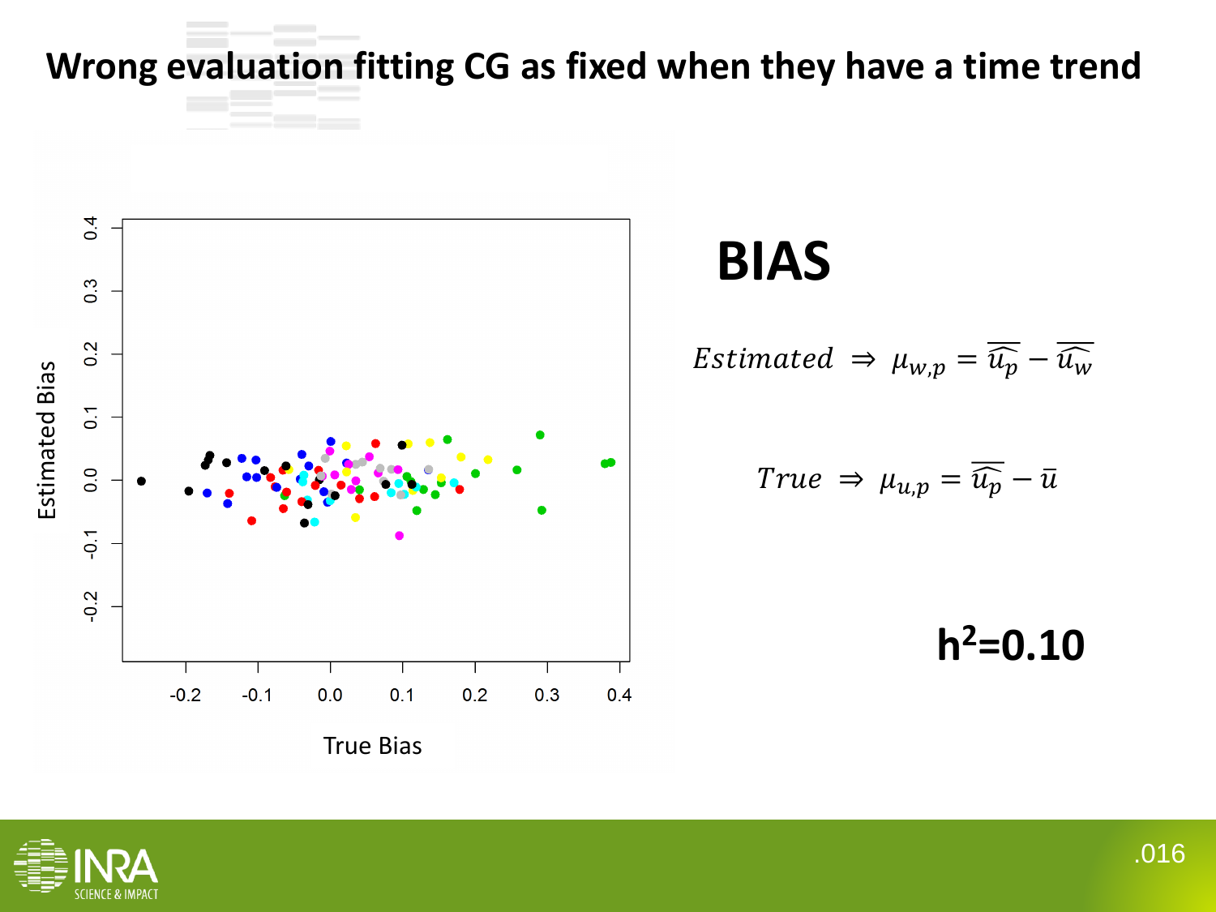# Wrong evaluation fitting CG as fixed when they have a time trend

## BIAS

$$Estimated \Rightarrow \mu_{w,p} = \overline{\widehat{u_p}} - \overline{\widehat{u_w}}$$

$$True \Rightarrow \mu_{u,p} = \overline{\widehat{u_p}} - \bar{u}$$

**$h^2$=0.10**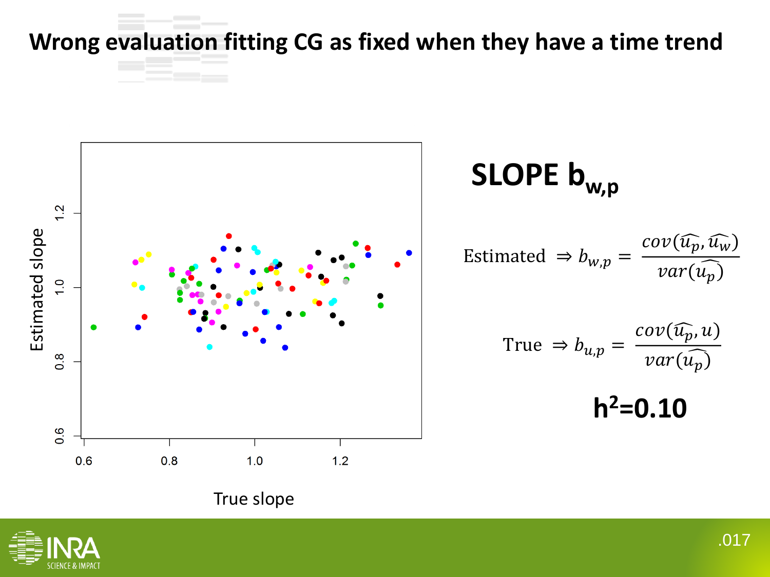# Wrong evaluation fitting CG as fixed when they have a time trend

## SLOPE $b_{w,p}$

Estimated $\Rightarrow b_{w,p} = \dfrac{cov(\widehat{u_p}, \widehat{u_w})}{var(\widehat{u_p})}$

True $\Rightarrow b_{u,p} = \dfrac{cov(\widehat{u_p}, u)}{var(\widehat{u_p})}$

**$h^2$=0.10**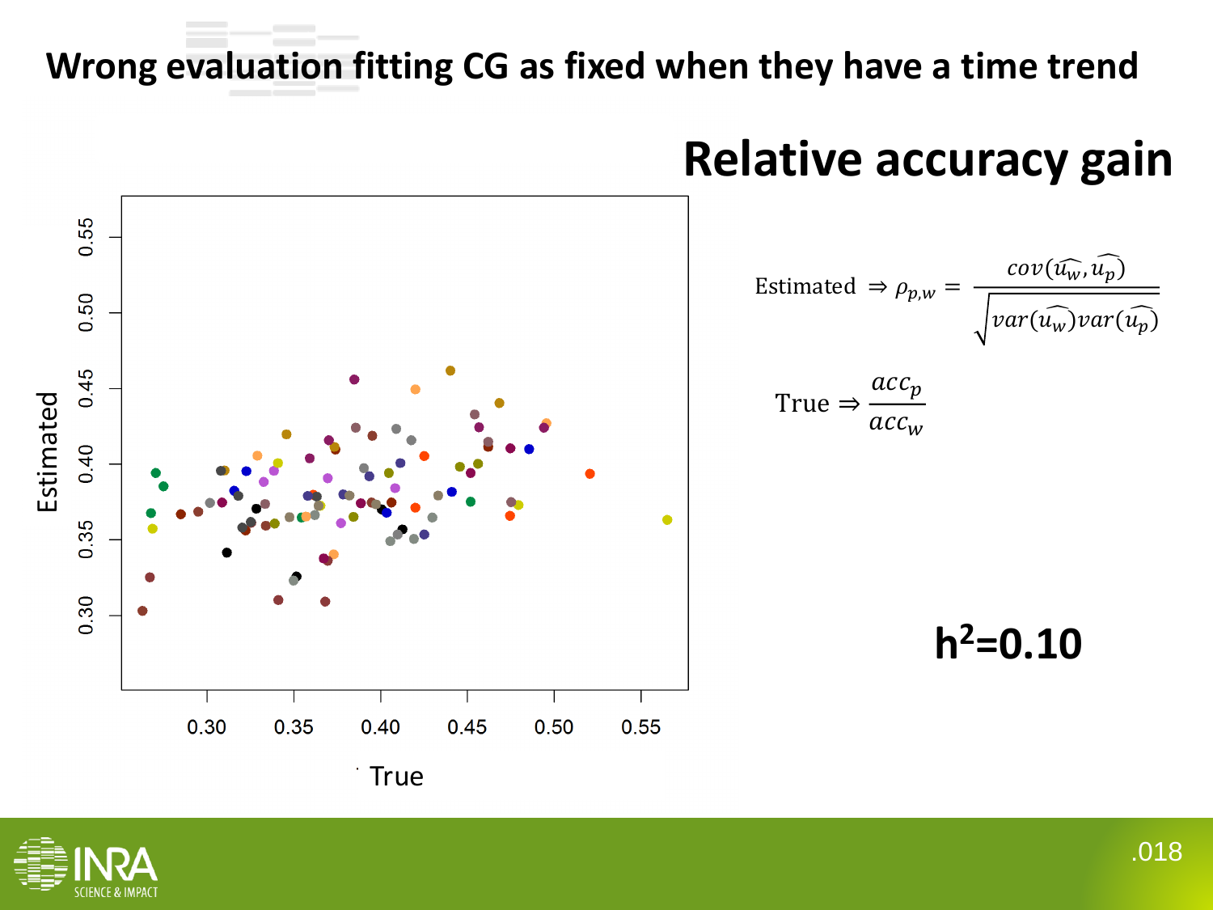# Wrong evaluation fitting CG as fixed when they have a time trend

## Relative accuracy gain

$$\text{Estimated} \Rightarrow \rho_{p,w} = \frac{cov(\widehat{u_w}, \widehat{u_p})}{\sqrt{var(\widehat{u_w})var(\widehat{u_p})}}$$

$$\text{True} \Rightarrow \frac{acc_p}{acc_w}$$

**$h^2$=0.10**

Estimated

True

0.30 0.35 0.40 0.45 0.50 0.55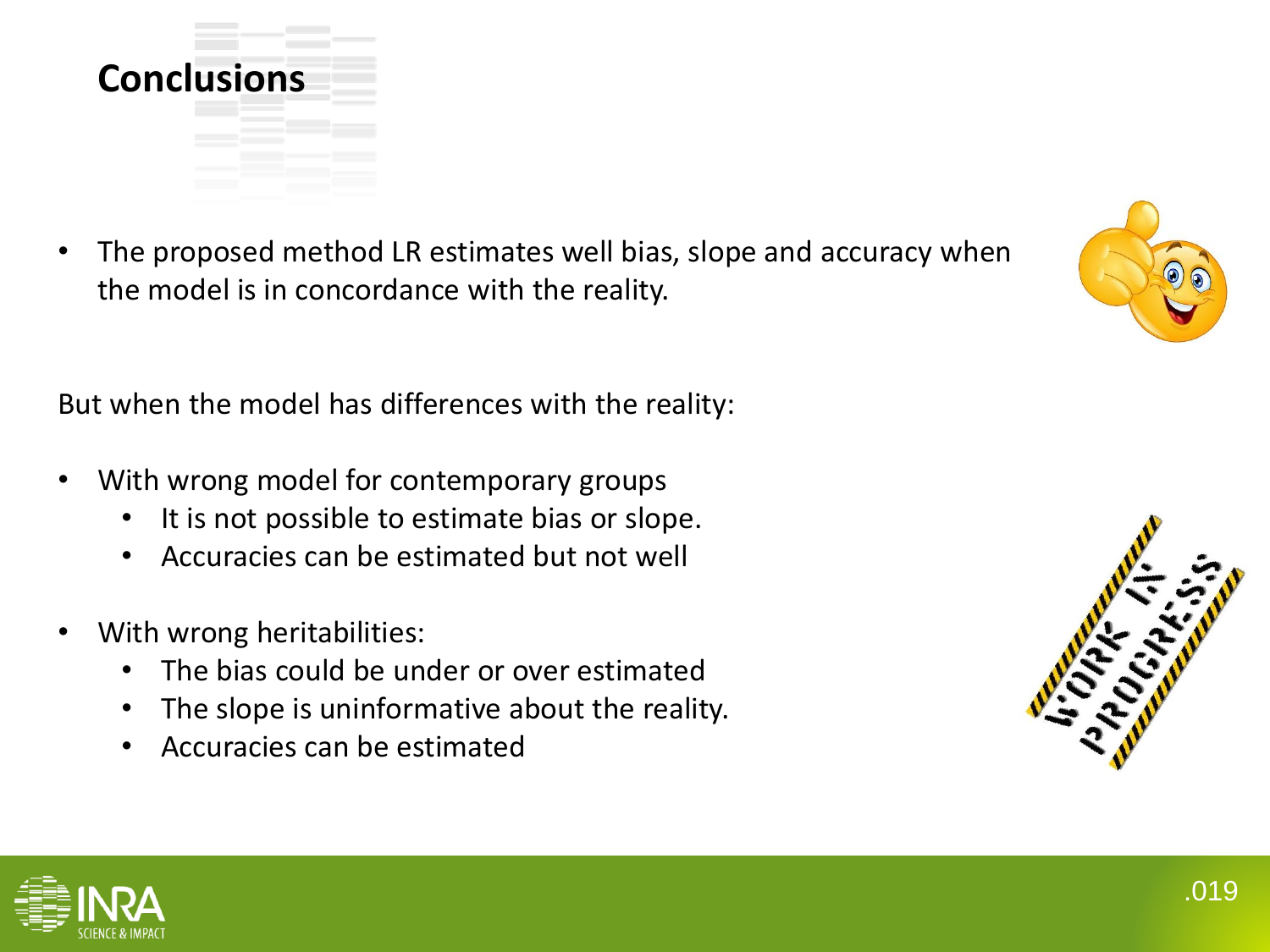## Conclusions

- The proposed method LR estimates well bias, slope and accuracy when the model is in concordance with the reality.

But when the model has differences with the reality:

- With wrong model for contemporary groups
  - It is not possible to estimate bias or slope.
  - Accuracies can be estimated but not well
- With wrong heritabilities:
  - The bias could be under or over estimated
  - The slope is uninformative about the reality.
  - Accuracies can be estimated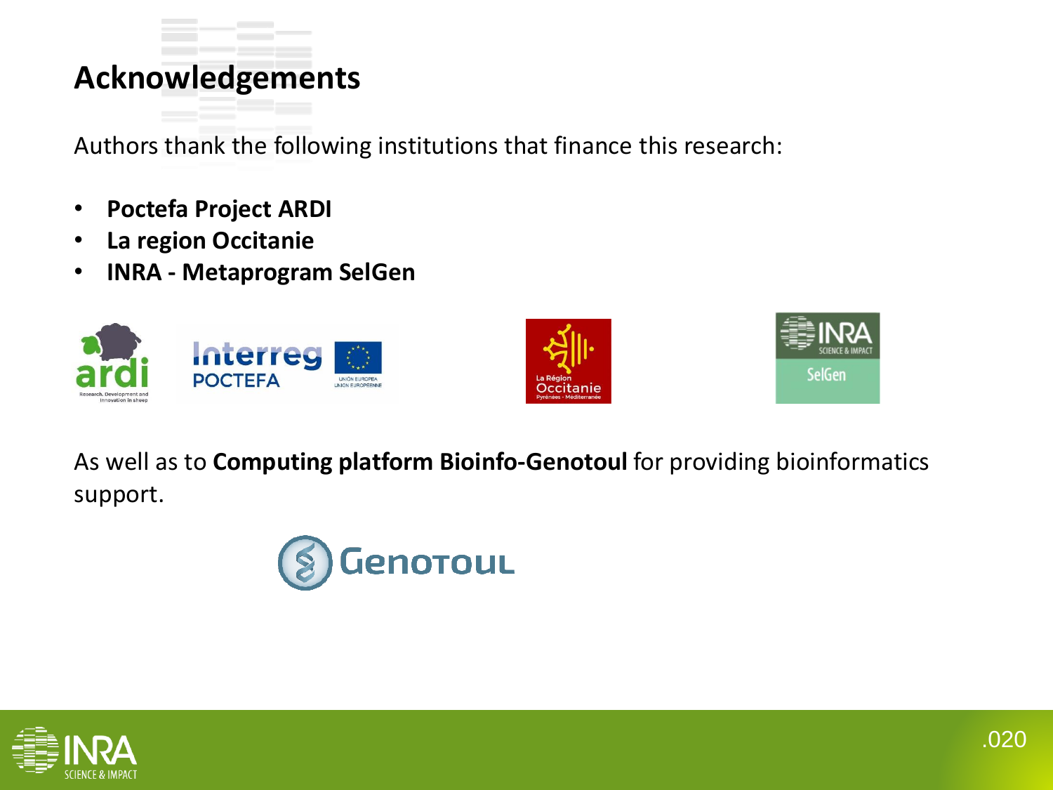# Acknowledgements

Authors thank the following institutions that finance this research:

- **Poctefa Project ARDI**
- **La region Occitanie**
- **INRA - Metaprogram SelGen**

As well as to **Computing platform Bioinfo-Genotoul** for providing bioinformatics support.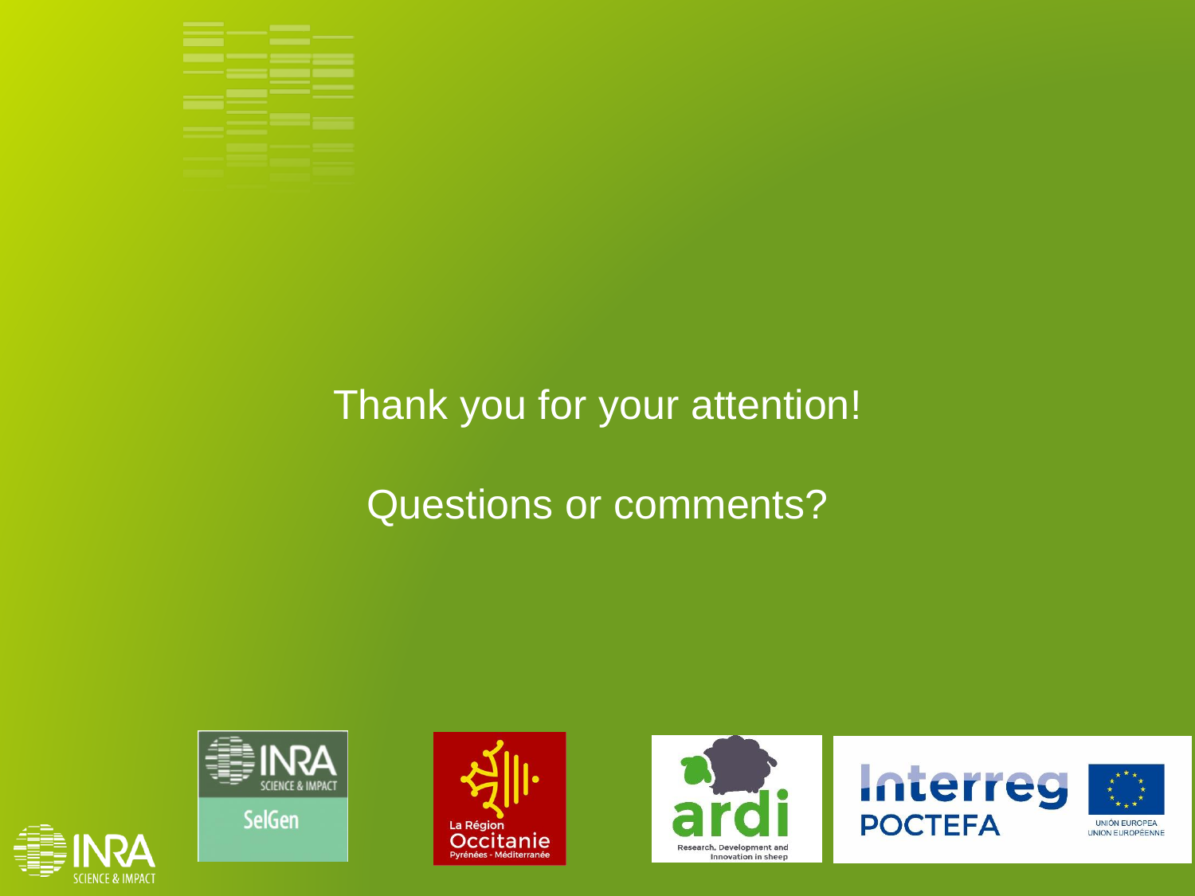Thank you for your attention!

Questions or comments?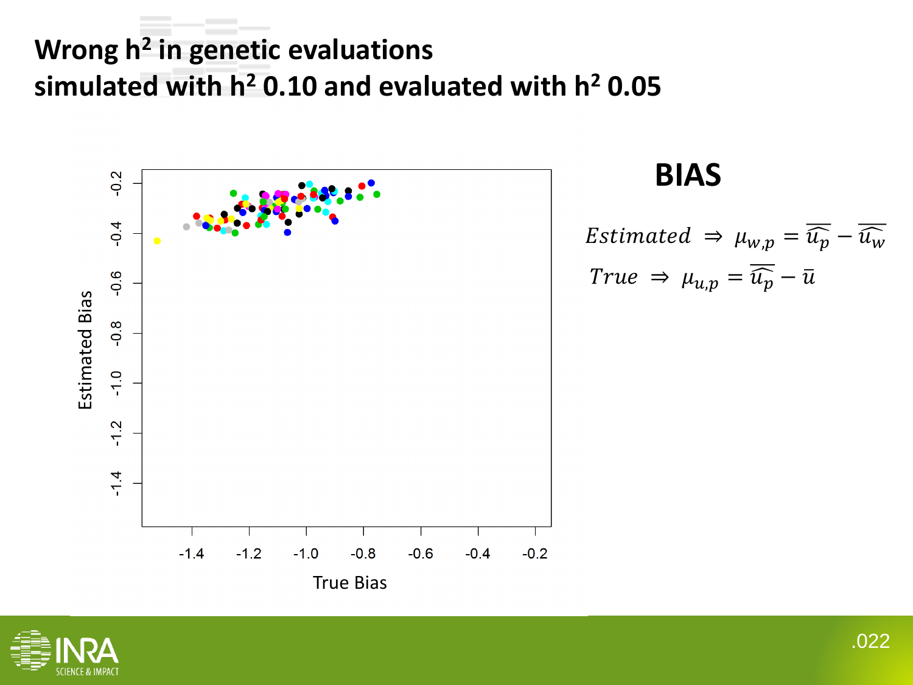# Wrong $h^2$ in genetic evaluations
# simulated with $h^2$ 0.10 and evaluated with $h^2$ 0.05

## BIAS

$$Estimated \Rightarrow \mu_{w,p} = \overline{\widehat{u_p}} - \overline{\widehat{u_w}}$$

$$True \Rightarrow \mu_{u,p} = \overline{\widehat{u_p}} - \bar{u}$$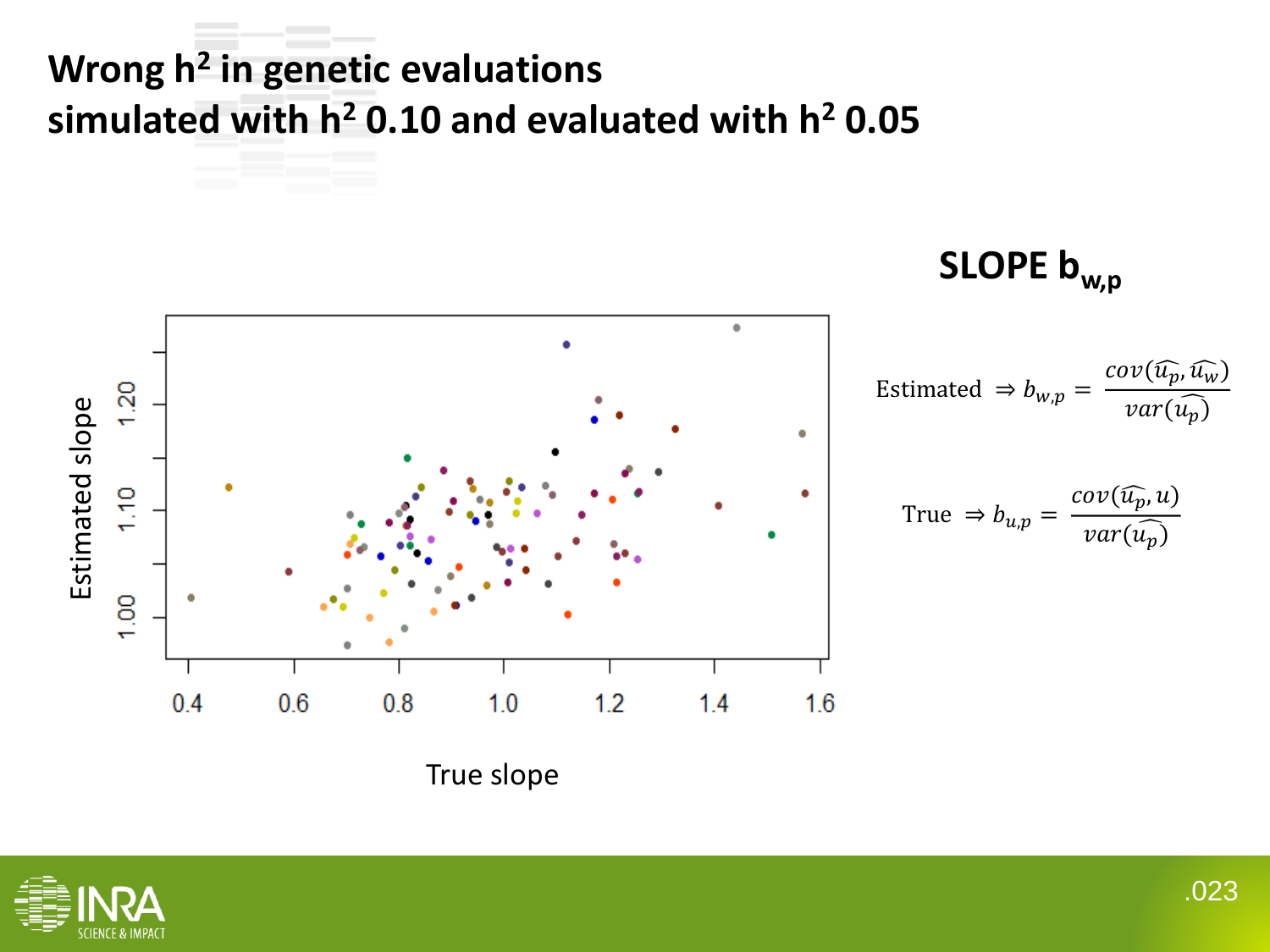# Wrong $h^2$ in genetic evaluations simulated with $h^2$ 0.10 and evaluated with $h^2$ 0.05

## SLOPE $b_{w,p}$

Estimated $\Rightarrow b_{w,p} = \dfrac{cov(\widehat{u_p}, \widehat{u_w})}{var(\widehat{u_p})}$

True $\Rightarrow b_{u,p} = \dfrac{cov(\widehat{u_p}, u)}{var(\widehat{u_p})}$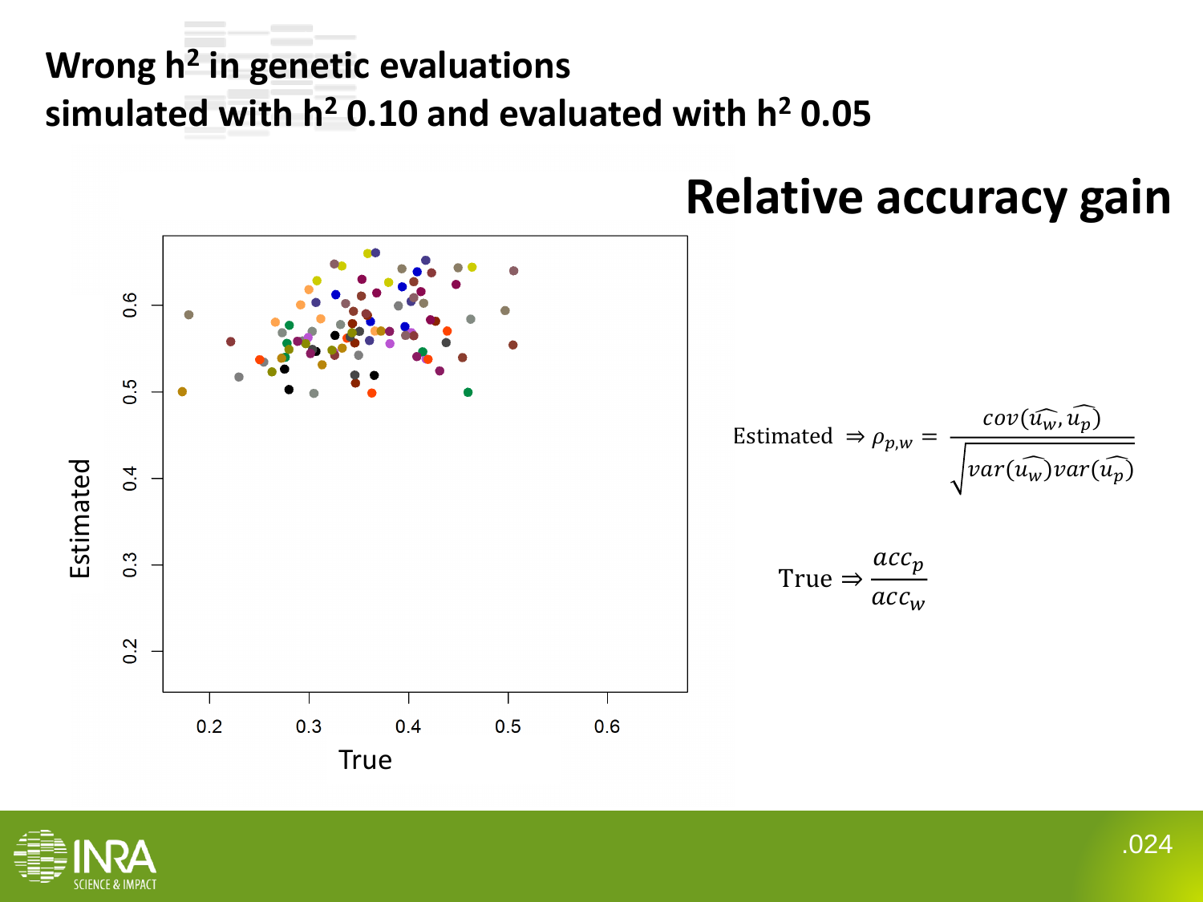# Wrong $h^2$ in genetic evaluations simulated with $h^2$ 0.10 and evaluated with $h^2$ 0.05

## Relative accuracy gain

Estimated

0.6

0.5

0.4

0.3

0.2

0.2 0.3 0.4 0.5 0.6

True

$$\text{Estimated} \Rightarrow \rho_{p,w} = \frac{cov(\widehat{u_w}, \widehat{u_p})}{\sqrt{var(\widehat{u_w})var(\widehat{u_p})}}$$

$$\text{True} \Rightarrow \frac{acc_p}{acc_w}$$